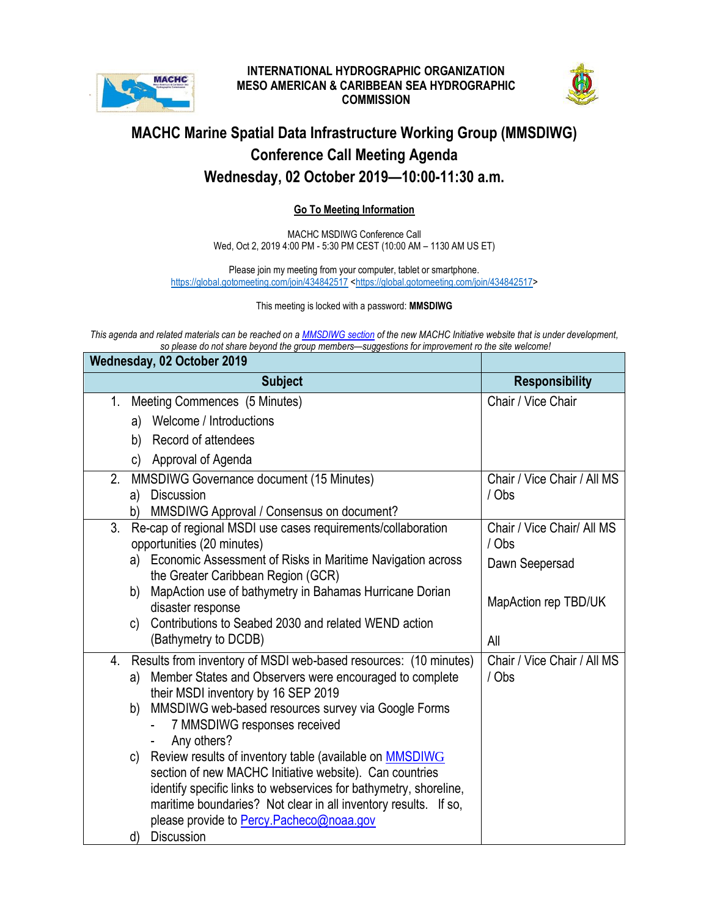**INTERNATIONAL HYDROGRAPHIC ORGANIZATION**
**MESO AMERICAN & CARIBBEAN SEA HYDROGRAPHIC COMMISSION**

# MACHC Marine Spatial Data Infrastructure Working Group (MMSDIWG)
## Conference Call Meeting Agenda
## Wednesday, 02 October 2019—10:00-11:30 a.m.

**Go To Meeting Information**

MACHC MSDIWG Conference Call
Wed, Oct 2, 2019 4:00 PM - 5:30 PM CEST (10:00 AM – 1130 AM US ET)

Please join my meeting from your computer, tablet or smartphone.
https://global.gotomeeting.com/join/434842517 <https://global.gotomeeting.com/join/434842517>

This meeting is locked with a password: **MMSDIWG**

*This agenda and related materials can be reached on a MMSDIWG section of the new MACHC Initiative website that is under development, so please do not share beyond the group members—suggestions for improvement ro the site welcome!*

| **Wednesday, 02 October 2019** | |
|---|---|
| **Subject** | **Responsibility** |
| 1. Meeting Commences (5 Minutes)<br>a) Welcome / Introductions<br>b) Record of attendees<br>c) Approval of Agenda | Chair / Vice Chair |
| 2. MMSDIWG Governance document (15 Minutes)<br>a) Discussion<br>b) MMSDIWG Approval / Consensus on document? | Chair / Vice Chair / All MS / Obs |
| 3. Re-cap of regional MSDI use cases requirements/collaboration opportunities (20 minutes)<br>a) Economic Assessment of Risks in Maritime Navigation across the Greater Caribbean Region (GCR)<br>b) MapAction use of bathymetry in Bahamas Hurricane Dorian disaster response<br>c) Contributions to Seabed 2030 and related WEND action (Bathymetry to DCDB) | Chair / Vice Chair/ All MS / Obs<br>Dawn Seepersad<br>MapAction rep TBD/UK<br>All |
| 4. Results from inventory of MSDI web-based resources: (10 minutes)<br>a) Member States and Observers were encouraged to complete their MSDI inventory by 16 SEP 2019<br>b) MMSDIWG web-based resources survey via Google Forms<br>- 7 MMSDIWG responses received<br>- Any others?<br>c) Review results of inventory table (available on MMSDIWG section of new MACHC Initiative website). Can countries identify specific links to webservices for bathymetry, shoreline, maritime boundaries? Not clear in all inventory results. If so, please provide to Percy.Pacheco@noaa.gov<br>d) Discussion | Chair / Vice Chair / All MS / Obs |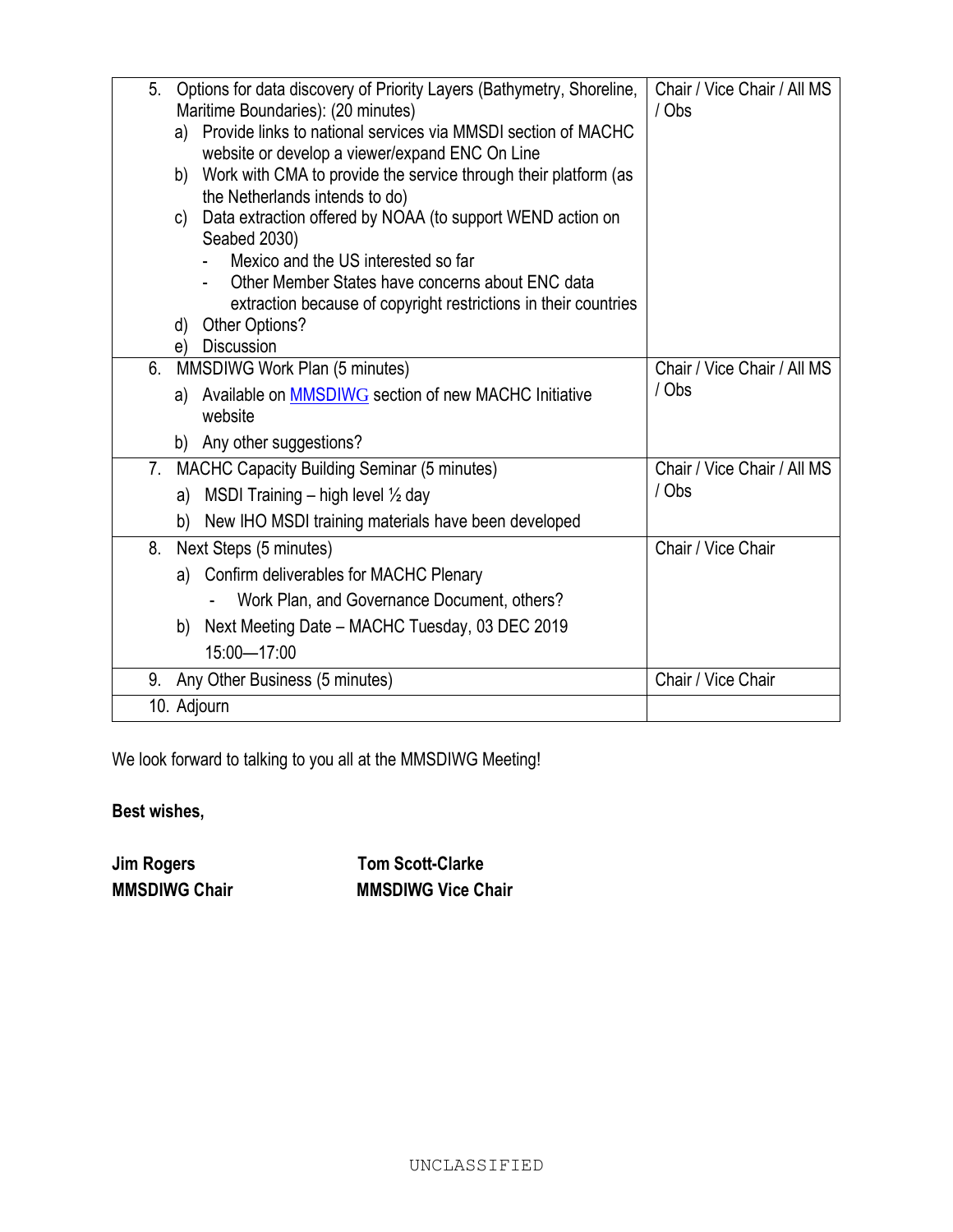| | |
|---|---|
| 5. Options for data discovery of Priority Layers (Bathymetry, Shoreline, Maritime Boundaries): (20 minutes)<br>a) Provide links to national services via MMSDI section of MACHC website or develop a viewer/expand ENC On Line<br>b) Work with CMA to provide the service through their platform (as the Netherlands intends to do)<br>c) Data extraction offered by NOAA (to support WEND action on Seabed 2030)<br>- Mexico and the US interested so far<br>- Other Member States have concerns about ENC data extraction because of copyright restrictions in their countries<br>d) Other Options?<br>e) Discussion | Chair / Vice Chair / All MS / Obs |
| 6. MMSDIWG Work Plan (5 minutes)<br>a) Available on MMSDIWG section of new MACHC Initiative website<br>b) Any other suggestions? | Chair / Vice Chair / All MS / Obs |
| 7. MACHC Capacity Building Seminar (5 minutes)<br>a) MSDI Training – high level ½ day<br>b) New IHO MSDI training materials have been developed | Chair / Vice Chair / All MS / Obs |
| 8. Next Steps (5 minutes)<br>a) Confirm deliverables for MACHC Plenary<br>- Work Plan, and Governance Document, others?<br>b) Next Meeting Date – MACHC Tuesday, 03 DEC 2019 15:00—17:00 | Chair / Vice Chair |
| 9. Any Other Business (5 minutes) | Chair / Vice Chair |
| 10. Adjourn | |

We look forward to talking to you all at the MMSDIWG Meeting!

**Best wishes,**

**Jim Rogers**
**MMSDIWG Chair**

**Tom Scott-Clarke**
**MMSDIWG Vice Chair**

UNCLASSIFIED